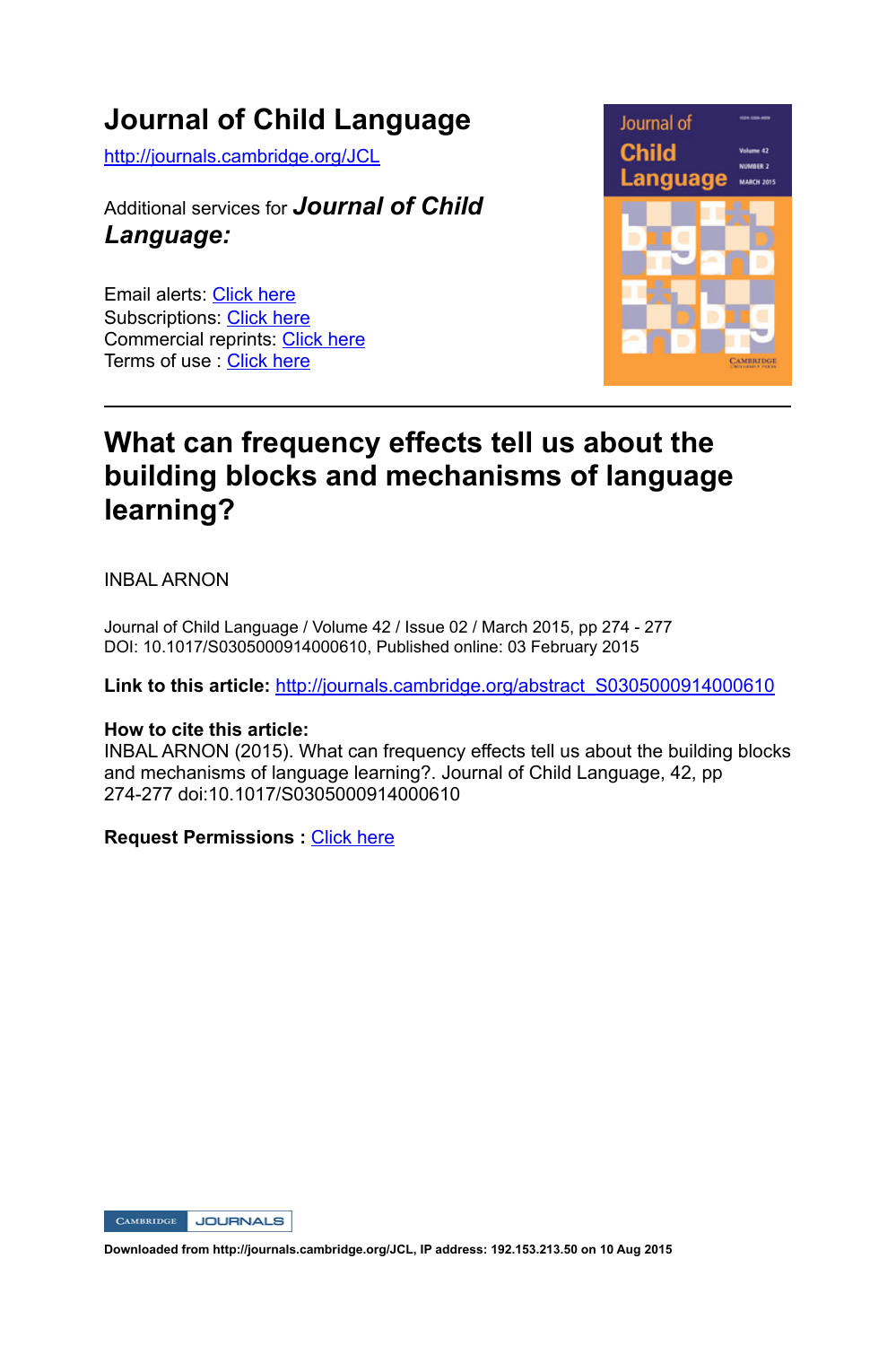# Journal of Child Language

http://journals.cambridge.org/JCL

Additional services for ***Journal of Child Language:***

Email alerts: Click here
Subscriptions: Click here
Commercial reprints: Click here
Terms of use : Click here

---

## What can frequency effects tell us about the building blocks and mechanisms of language learning?

INBAL ARNON

Journal of Child Language / Volume 42 / Issue 02 / March 2015, pp 274 - 277
DOI: 10.1017/S0305000914000610, Published online: 03 February 2015

**Link to this article:** http://journals.cambridge.org/abstract_S0305000914000610

**How to cite this article:**
INBAL ARNON (2015). What can frequency effects tell us about the building blocks and mechanisms of language learning?. Journal of Child Language, 42, pp 274-277 doi:10.1017/S0305000914000610

**Request Permissions :** Click here

CAMBRIDGE JOURNALS

**Downloaded from http://journals.cambridge.org/JCL, IP address: 192.153.213.50 on 10 Aug 2015**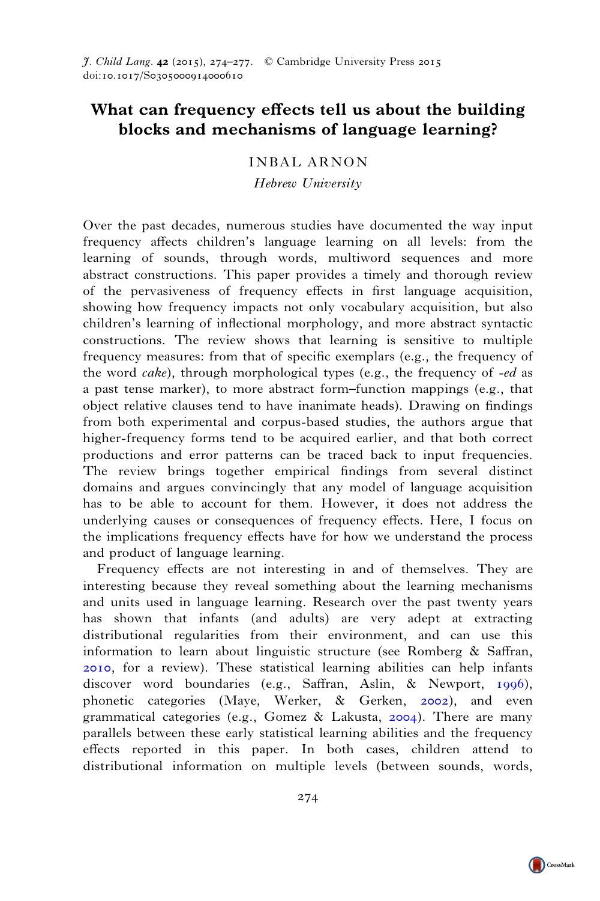*J. Child Lang.* **42** (2015), 274–277. © Cambridge University Press 2015
doi:10.1017/S0305000914000610

# What can frequency effects tell us about the building blocks and mechanisms of language learning?

INBAL ARNON

*Hebrew University*

Over the past decades, numerous studies have documented the way input frequency affects children's language learning on all levels: from the learning of sounds, through words, multiword sequences and more abstract constructions. This paper provides a timely and thorough review of the pervasiveness of frequency effects in first language acquisition, showing how frequency impacts not only vocabulary acquisition, but also children's learning of inflectional morphology, and more abstract syntactic constructions. The review shows that learning is sensitive to multiple frequency measures: from that of specific exemplars (e.g., the frequency of the word *cake*), through morphological types (e.g., the frequency of *-ed* as a past tense marker), to more abstract form–function mappings (e.g., that object relative clauses tend to have inanimate heads). Drawing on findings from both experimental and corpus-based studies, the authors argue that higher-frequency forms tend to be acquired earlier, and that both correct productions and error patterns can be traced back to input frequencies. The review brings together empirical findings from several distinct domains and argues convincingly that any model of language acquisition has to be able to account for them. However, it does not address the underlying causes or consequences of frequency effects. Here, I focus on the implications frequency effects have for how we understand the process and product of language learning.

Frequency effects are not interesting in and of themselves. They are interesting because they reveal something about the learning mechanisms and units used in language learning. Research over the past twenty years has shown that infants (and adults) are very adept at extracting distributional regularities from their environment, and can use this information to learn about linguistic structure (see Romberg & Saffran, 2010, for a review). These statistical learning abilities can help infants discover word boundaries (e.g., Saffran, Aslin, & Newport, 1996), phonetic categories (Maye, Werker, & Gerken, 2002), and even grammatical categories (e.g., Gomez & Lakusta, 2004). There are many parallels between these early statistical learning abilities and the frequency effects reported in this paper. In both cases, children attend to distributional information on multiple levels (between sounds, words,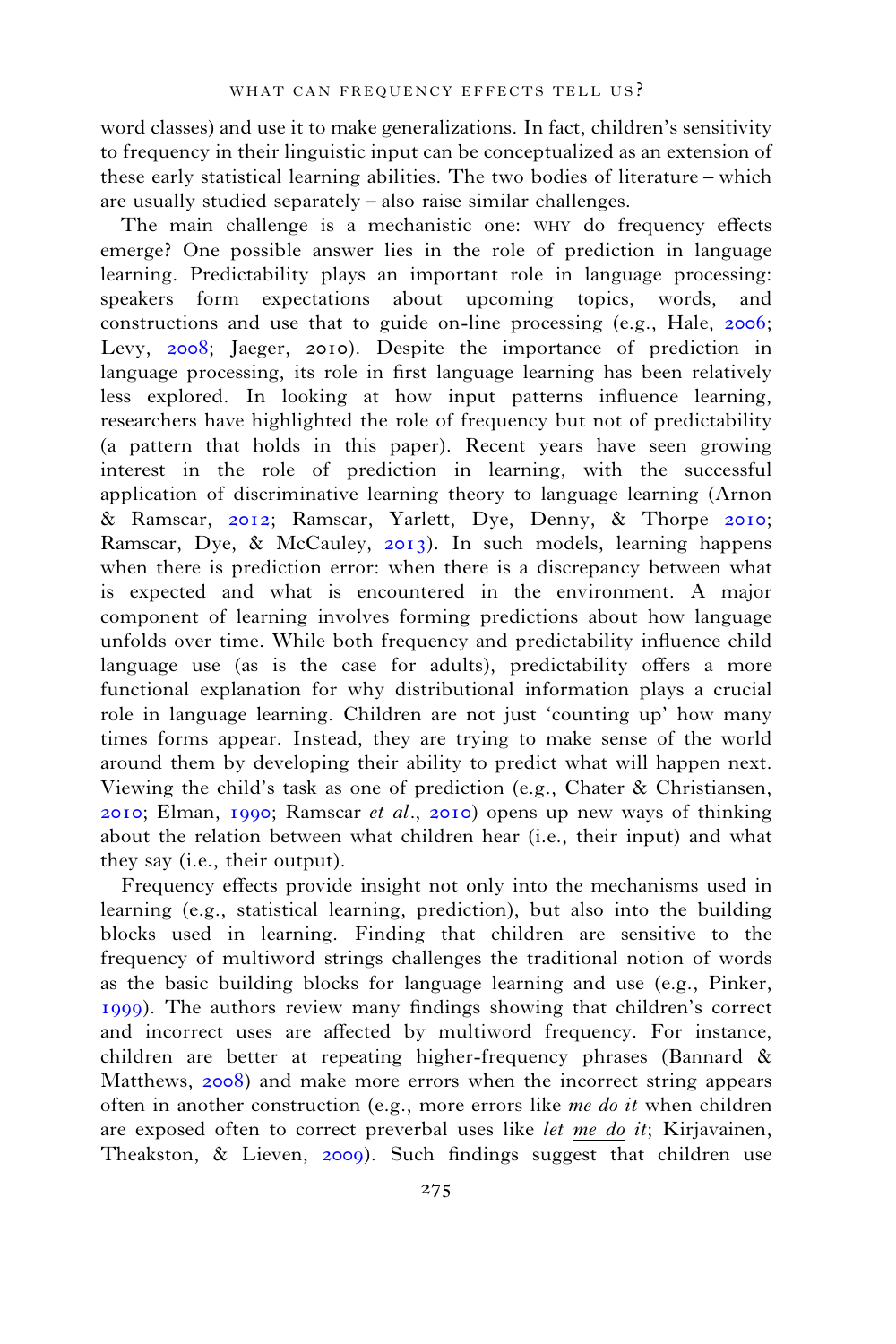word classes) and use it to make generalizations. In fact, children's sensitivity to frequency in their linguistic input can be conceptualized as an extension of these early statistical learning abilities. The two bodies of literature – which are usually studied separately – also raise similar challenges.

The main challenge is a mechanistic one: WHY do frequency effects emerge? One possible answer lies in the role of prediction in language learning. Predictability plays an important role in language processing: speakers form expectations about upcoming topics, words, and constructions and use that to guide on-line processing (e.g., Hale, 2006; Levy, 2008; Jaeger, 2010). Despite the importance of prediction in language processing, its role in first language learning has been relatively less explored. In looking at how input patterns influence learning, researchers have highlighted the role of frequency but not of predictability (a pattern that holds in this paper). Recent years have seen growing interest in the role of prediction in learning, with the successful application of discriminative learning theory to language learning (Arnon & Ramscar, 2012; Ramscar, Yarlett, Dye, Denny, & Thorpe 2010; Ramscar, Dye, & McCauley, 2013). In such models, learning happens when there is prediction error: when there is a discrepancy between what is expected and what is encountered in the environment. A major component of learning involves forming predictions about how language unfolds over time. While both frequency and predictability influence child language use (as is the case for adults), predictability offers a more functional explanation for why distributional information plays a crucial role in language learning. Children are not just 'counting up' how many times forms appear. Instead, they are trying to make sense of the world around them by developing their ability to predict what will happen next. Viewing the child's task as one of prediction (e.g., Chater & Christiansen, 2010; Elman, 1990; Ramscar *et al.*, 2010) opens up new ways of thinking about the relation between what children hear (i.e., their input) and what they say (i.e., their output).

Frequency effects provide insight not only into the mechanisms used in learning (e.g., statistical learning, prediction), but also into the building blocks used in learning. Finding that children are sensitive to the frequency of multiword strings challenges the traditional notion of words as the basic building blocks for language learning and use (e.g., Pinker, 1999). The authors review many findings showing that children's correct and incorrect uses are affected by multiword frequency. For instance, children are better at repeating higher-frequency phrases (Bannard & Matthews, 2008) and make more errors when the incorrect string appears often in another construction (e.g., more errors like *me do it* when children are exposed often to correct preverbal uses like *let me do it*; Kirjavainen, Theakston, & Lieven, 2009). Such findings suggest that children use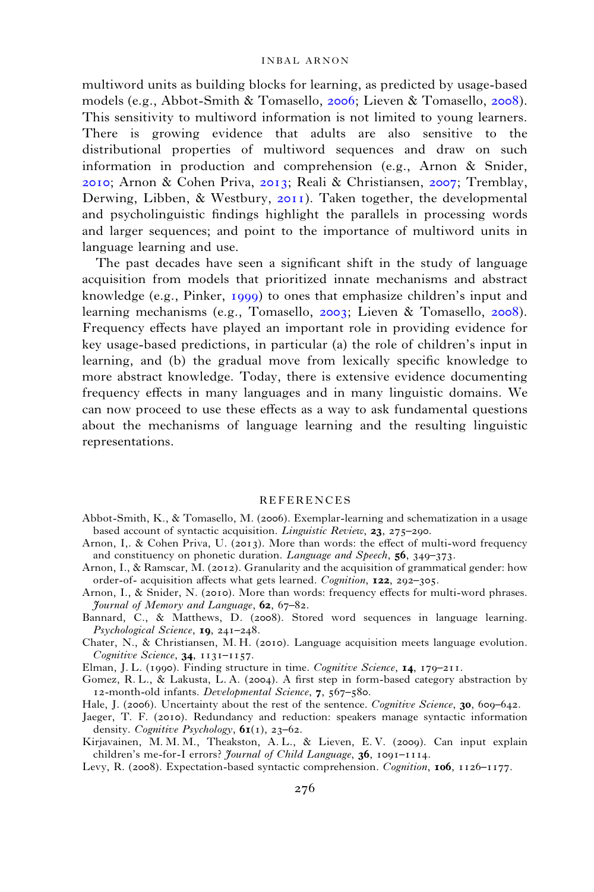multiword units as building blocks for learning, as predicted by usage-based models (e.g., Abbot-Smith & Tomasello, 2006; Lieven & Tomasello, 2008). This sensitivity to multiword information is not limited to young learners. There is growing evidence that adults are also sensitive to the distributional properties of multiword sequences and draw on such information in production and comprehension (e.g., Arnon & Snider, 2010; Arnon & Cohen Priva, 2013; Reali & Christiansen, 2007; Tremblay, Derwing, Libben, & Westbury, 2011). Taken together, the developmental and psycholinguistic findings highlight the parallels in processing words and larger sequences; and point to the importance of multiword units in language learning and use.

The past decades have seen a significant shift in the study of language acquisition from models that prioritized innate mechanisms and abstract knowledge (e.g., Pinker, 1999) to ones that emphasize children's input and learning mechanisms (e.g., Tomasello, 2003; Lieven & Tomasello, 2008). Frequency effects have played an important role in providing evidence for key usage-based predictions, in particular (a) the role of children's input in learning, and (b) the gradual move from lexically specific knowledge to more abstract knowledge. Today, there is extensive evidence documenting frequency effects in many languages and in many linguistic domains. We can now proceed to use these effects as a way to ask fundamental questions about the mechanisms of language learning and the resulting linguistic representations.

## REFERENCES

Abbot-Smith, K., & Tomasello, M. (2006). Exemplar-learning and schematization in a usage based account of syntactic acquisition. *Linguistic Review*, **23**, 275–290.

Arnon, I,. & Cohen Priva, U. (2013). More than words: the effect of multi-word frequency and constituency on phonetic duration. *Language and Speech*, **56**, 349–373.

Arnon, I., & Ramscar, M. (2012). Granularity and the acquisition of grammatical gender: how order-of- acquisition affects what gets learned. *Cognition*, **122**, 292–305.

Arnon, I., & Snider, N. (2010). More than words: frequency effects for multi-word phrases. *Journal of Memory and Language*, **62**, 67–82.

Bannard, C., & Matthews, D. (2008). Stored word sequences in language learning. *Psychological Science*, **19**, 241–248.

Chater, N., & Christiansen, M. H. (2010). Language acquisition meets language evolution. *Cognitive Science*, **34**, 1131–1157.

Elman, J. L. (1990). Finding structure in time. *Cognitive Science*, **14**, 179–211.

Gomez, R. L., & Lakusta, L. A. (2004). A first step in form-based category abstraction by 12-month-old infants. *Developmental Science*, **7**, 567–580.

Hale, J. (2006). Uncertainty about the rest of the sentence. *Cognitive Science*, **30**, 609–642.

Jaeger, T. F. (2010). Redundancy and reduction: speakers manage syntactic information density. *Cognitive Psychology*, **61**(1), 23–62.

Kirjavainen, M. M. M., Theakston, A. L., & Lieven, E. V. (2009). Can input explain children's me-for-I errors? *Journal of Child Language*, **36**, 1091–1114.

Levy, R. (2008). Expectation-based syntactic comprehension. *Cognition*, **106**, 1126–1177.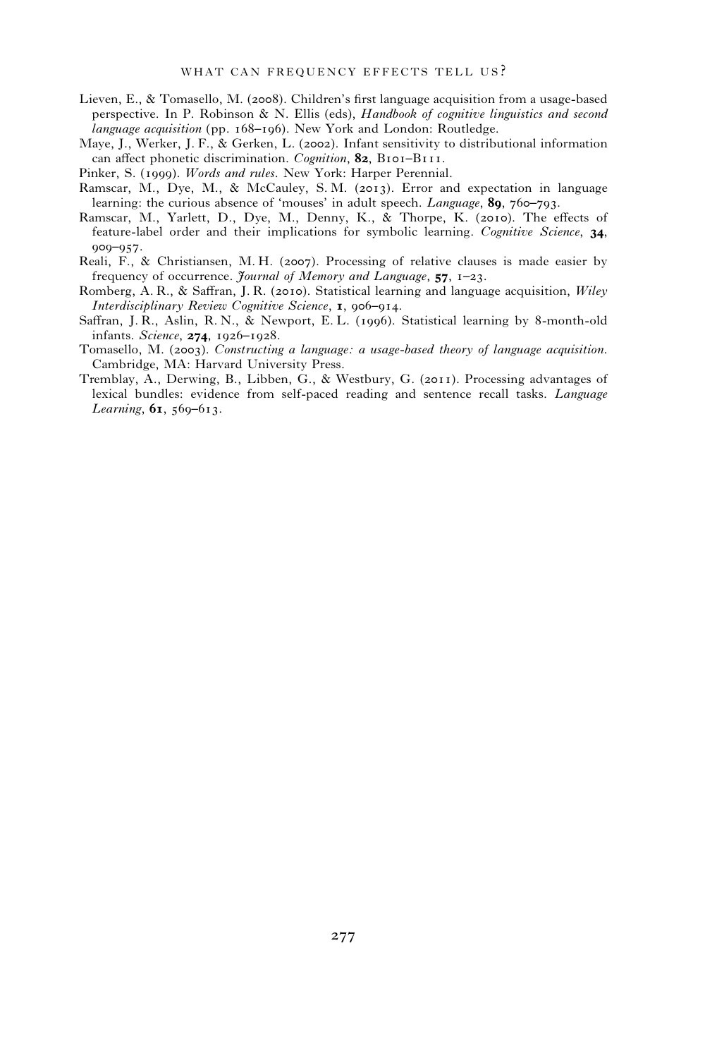Lieven, E., & Tomasello, M. (2008). Children's first language acquisition from a usage-based perspective. In P. Robinson & N. Ellis (eds), *Handbook of cognitive linguistics and second language acquisition* (pp. 168–196). New York and London: Routledge.

Maye, J., Werker, J. F., & Gerken, L. (2002). Infant sensitivity to distributional information can affect phonetic discrimination. *Cognition*, **82**, B101–B111.

Pinker, S. (1999). *Words and rules*. New York: Harper Perennial.

Ramscar, M., Dye, M., & McCauley, S. M. (2013). Error and expectation in language learning: the curious absence of 'mouses' in adult speech. *Language*, **89**, 760–793.

Ramscar, M., Yarlett, D., Dye, M., Denny, K., & Thorpe, K. (2010). The effects of feature-label order and their implications for symbolic learning. *Cognitive Science*, **34**, 909–957.

Reali, F., & Christiansen, M. H. (2007). Processing of relative clauses is made easier by frequency of occurrence. *Journal of Memory and Language*, **57**, 1–23.

Romberg, A. R., & Saffran, J. R. (2010). Statistical learning and language acquisition, *Wiley Interdisciplinary Review Cognitive Science*, **1**, 906–914.

Saffran, J. R., Aslin, R. N., & Newport, E. L. (1996). Statistical learning by 8-month-old infants. *Science*, **274**, 1926–1928.

Tomasello, M. (2003). *Constructing a language: a usage-based theory of language acquisition*. Cambridge, MA: Harvard University Press.

Tremblay, A., Derwing, B., Libben, G., & Westbury, G. (2011). Processing advantages of lexical bundles: evidence from self-paced reading and sentence recall tasks. *Language Learning*, **61**, 569–613.